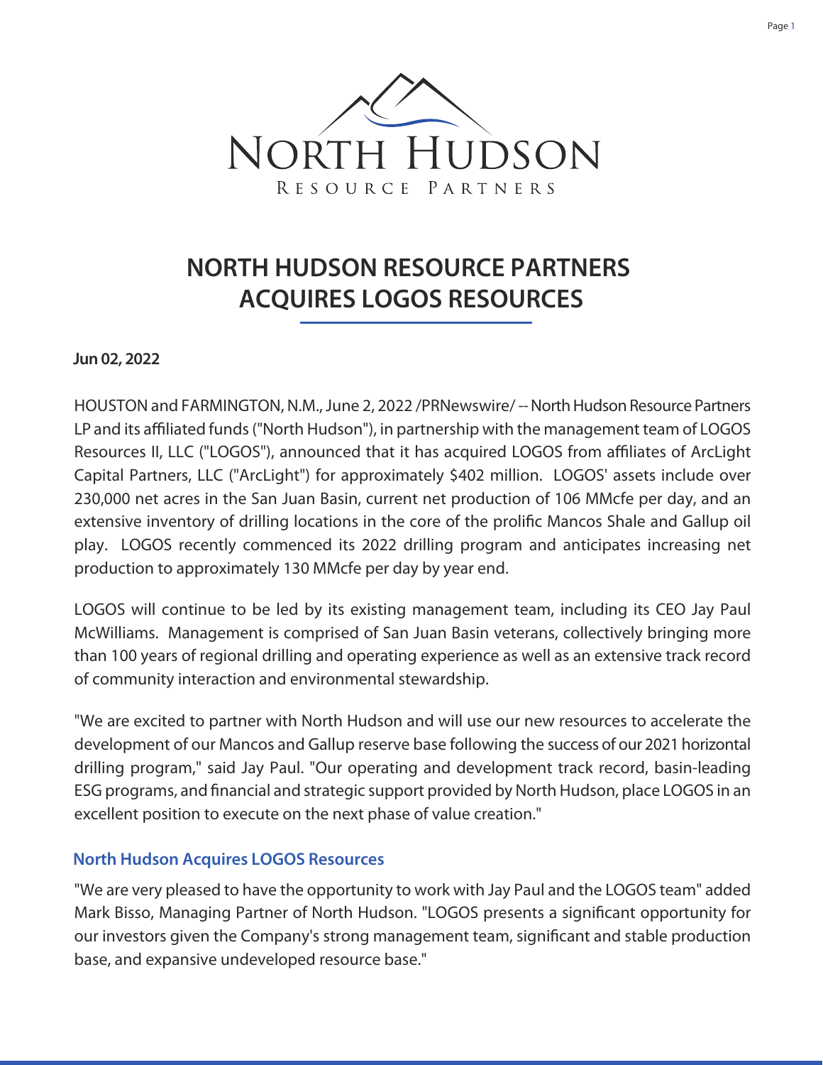NORTH HUDSON

RESOURCE PARTNERS

# NORTH HUDSON RESOURCE PARTNERS ACQUIRES LOGOS RESOURCES

**Jun 02, 2022**

HOUSTON and FARMINGTON, N.M., June 2, 2022 /PRNewswire/ -- North Hudson Resource Partners LP and its affiliated funds ("North Hudson"), in partnership with the management team of LOGOS Resources II, LLC ("LOGOS"), announced that it has acquired LOGOS from affiliates of ArcLight Capital Partners, LLC ("ArcLight") for approximately $402 million. LOGOS' assets include over 230,000 net acres in the San Juan Basin, current net production of 106 MMcfe per day, and an extensive inventory of drilling locations in the core of the prolific Mancos Shale and Gallup oil play. LOGOS recently commenced its 2022 drilling program and anticipates increasing net production to approximately 130 MMcfe per day by year end.

LOGOS will continue to be led by its existing management team, including its CEO Jay Paul McWilliams. Management is comprised of San Juan Basin veterans, collectively bringing more than 100 years of regional drilling and operating experience as well as an extensive track record of community interaction and environmental stewardship.

"We are excited to partner with North Hudson and will use our new resources to accelerate the development of our Mancos and Gallup reserve base following the success of our 2021 horizontal drilling program," said Jay Paul. "Our operating and development track record, basin-leading ESG programs, and financial and strategic support provided by North Hudson, place LOGOS in an excellent position to execute on the next phase of value creation."

## North Hudson Acquires LOGOS Resources

"We are very pleased to have the opportunity to work with Jay Paul and the LOGOS team" added Mark Bisso, Managing Partner of North Hudson. "LOGOS presents a significant opportunity for our investors given the Company's strong management team, significant and stable production base, and expansive undeveloped resource base."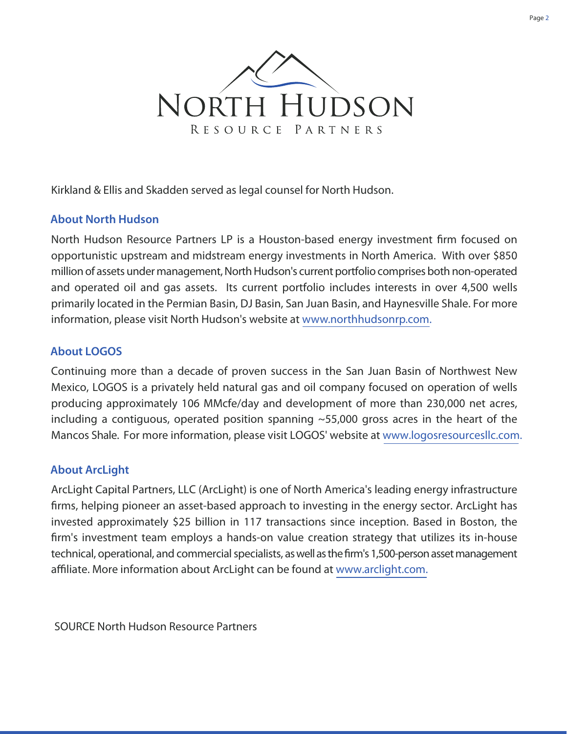Kirkland & Ellis and Skadden served as legal counsel for North Hudson.

## About North Hudson

North Hudson Resource Partners LP is a Houston-based energy investment firm focused on opportunistic upstream and midstream energy investments in North America. With over $850 million of assets under management, North Hudson's current portfolio comprises both non-operated and operated oil and gas assets. Its current portfolio includes interests in over 4,500 wells primarily located in the Permian Basin, DJ Basin, San Juan Basin, and Haynesville Shale. For more information, please visit North Hudson's website at www.northhudsonrp.com.

## About LOGOS

Continuing more than a decade of proven success in the San Juan Basin of Northwest New Mexico, LOGOS is a privately held natural gas and oil company focused on operation of wells producing approximately 106 MMcfe/day and development of more than 230,000 net acres, including a contiguous, operated position spanning ~55,000 gross acres in the heart of the Mancos Shale. For more information, please visit LOGOS' website at www.logosresourcesllc.com.

## About ArcLight

ArcLight Capital Partners, LLC (ArcLight) is one of North America's leading energy infrastructure firms, helping pioneer an asset-based approach to investing in the energy sector. ArcLight has invested approximately $25 billion in 117 transactions since inception. Based in Boston, the firm's investment team employs a hands-on value creation strategy that utilizes its in-house technical, operational, and commercial specialists, as well as the firm's 1,500-person asset management affiliate. More information about ArcLight can be found at www.arclight.com.

SOURCE North Hudson Resource Partners